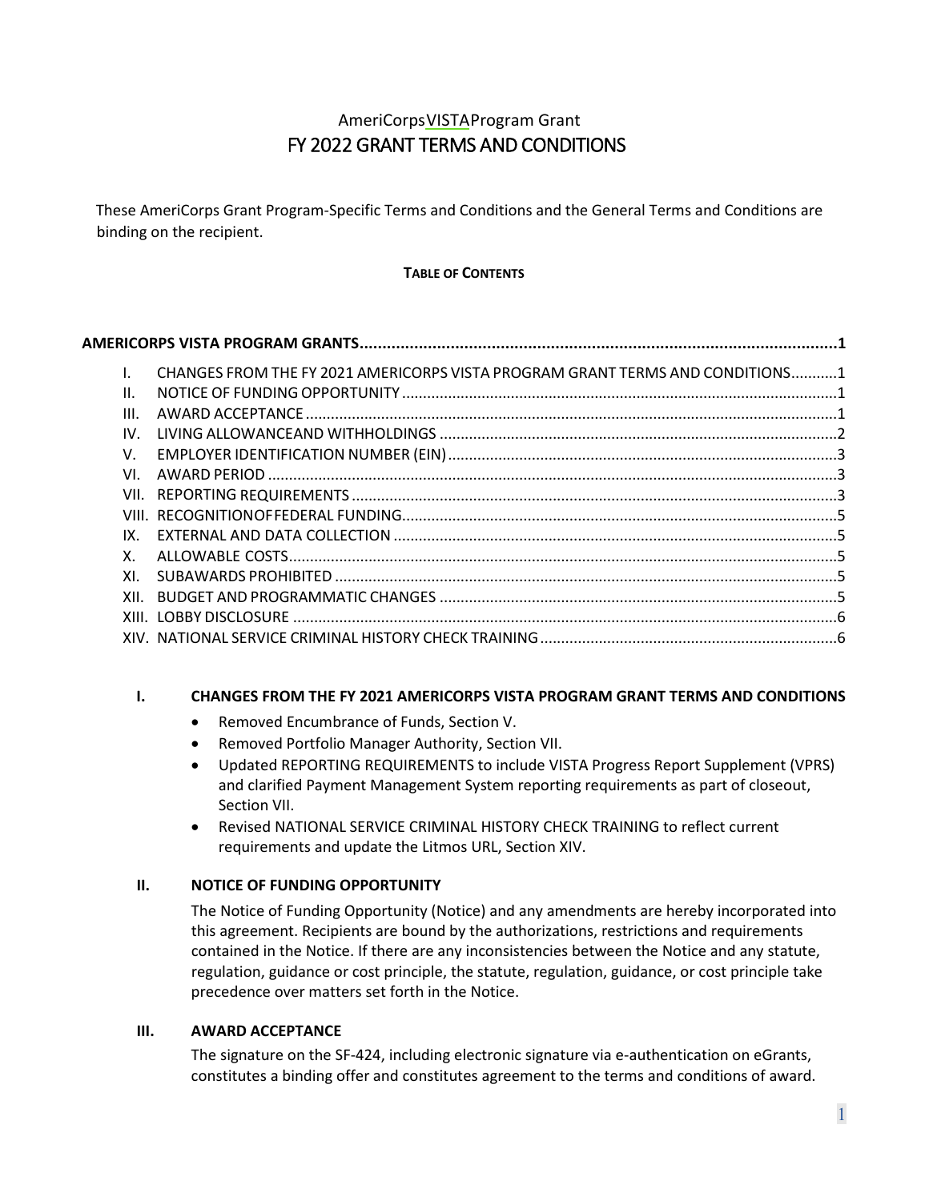# AmeriCorps VISTA Program Grant
# FY 2022 GRANT TERMS AND CONDITIONS

These AmeriCorps Grant Program-Specific Terms and Conditions and the General Terms and Conditions are binding on the recipient.

**TABLE OF CONTENTS**

**AMERICORPS VISTA PROGRAM GRANTS....................................................1**

- I. CHANGES FROM THE FY 2021 AMERICORPS VISTA PROGRAM GRANT TERMS AND CONDITIONS...........1
- II. NOTICE OF FUNDING OPPORTUNITY....................................................1
- III. AWARD ACCEPTANCE....................................................1
- IV. LIVING ALLOWANCEAND WITHHOLDINGS....................................................2
- V. EMPLOYER IDENTIFICATION NUMBER (EIN)....................................................3
- VI. AWARD PERIOD....................................................3
- VII. REPORTING REQUIREMENTS....................................................3
- VIII. RECOGNITIONOFFEDERAL FUNDING....................................................5
- IX. EXTERNAL AND DATA COLLECTION....................................................5
- X. ALLOWABLE COSTS....................................................5
- XI. SUBAWARDS PROHIBITED....................................................5
- XII. BUDGET AND PROGRAMMATIC CHANGES....................................................5
- XIII. LOBBY DISCLOSURE....................................................6
- XIV. NATIONAL SERVICE CRIMINAL HISTORY CHECK TRAINING....................................................6

## I. CHANGES FROM THE FY 2021 AMERICORPS VISTA PROGRAM GRANT TERMS AND CONDITIONS

- Removed Encumbrance of Funds, Section V.
- Removed Portfolio Manager Authority, Section VII.
- Updated REPORTING REQUIREMENTS to include VISTA Progress Report Supplement (VPRS) and clarified Payment Management System reporting requirements as part of closeout, Section VII.
- Revised NATIONAL SERVICE CRIMINAL HISTORY CHECK TRAINING to reflect current requirements and update the Litmos URL, Section XIV.

## II. NOTICE OF FUNDING OPPORTUNITY

The Notice of Funding Opportunity (Notice) and any amendments are hereby incorporated into this agreement. Recipients are bound by the authorizations, restrictions and requirements contained in the Notice. If there are any inconsistencies between the Notice and any statute, regulation, guidance or cost principle, the statute, regulation, guidance, or cost principle take precedence over matters set forth in the Notice.

## III. AWARD ACCEPTANCE

The signature on the SF-424, including electronic signature via e-authentication on eGrants, constitutes a binding offer and constitutes agreement to the terms and conditions of award.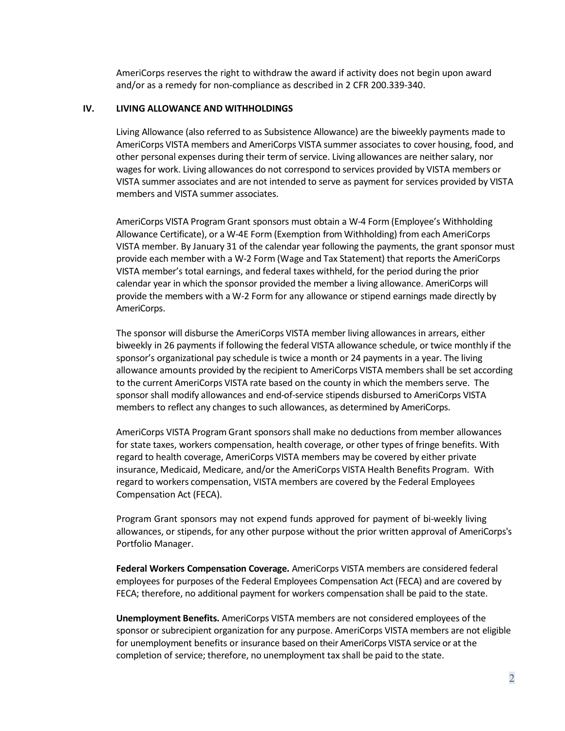AmeriCorps reserves the right to withdraw the award if activity does not begin upon award and/or as a remedy for non-compliance as described in 2 CFR 200.339-340.

## IV. LIVING ALLOWANCE AND WITHHOLDINGS

Living Allowance (also referred to as Subsistence Allowance) are the biweekly payments made to AmeriCorps VISTA members and AmeriCorps VISTA summer associates to cover housing, food, and other personal expenses during their term of service. Living allowances are neither salary, nor wages for work. Living allowances do not correspond to services provided by VISTA members or VISTA summer associates and are not intended to serve as payment for services provided by VISTA members and VISTA summer associates.

AmeriCorps VISTA Program Grant sponsors must obtain a W-4 Form (Employee's Withholding Allowance Certificate), or a W-4E Form (Exemption from Withholding) from each AmeriCorps VISTA member. By January 31 of the calendar year following the payments, the grant sponsor must provide each member with a W-2 Form (Wage and Tax Statement) that reports the AmeriCorps VISTA member's total earnings, and federal taxes withheld, for the period during the prior calendar year in which the sponsor provided the member a living allowance. AmeriCorps will provide the members with a W-2 Form for any allowance or stipend earnings made directly by AmeriCorps.

The sponsor will disburse the AmeriCorps VISTA member living allowances in arrears, either biweekly in 26 payments if following the federal VISTA allowance schedule, or twice monthly if the sponsor's organizational pay schedule is twice a month or 24 payments in a year. The living allowance amounts provided by the recipient to AmeriCorps VISTA members shall be set according to the current AmeriCorps VISTA rate based on the county in which the members serve. The sponsor shall modify allowances and end-of-service stipends disbursed to AmeriCorps VISTA members to reflect any changes to such allowances, as determined by AmeriCorps.

AmeriCorps VISTA Program Grant sponsors shall make no deductions from member allowances for state taxes, workers compensation, health coverage, or other types of fringe benefits. With regard to health coverage, AmeriCorps VISTA members may be covered by either private insurance, Medicaid, Medicare, and/or the AmeriCorps VISTA Health Benefits Program. With regard to workers compensation, VISTA members are covered by the Federal Employees Compensation Act (FECA).

Program Grant sponsors may not expend funds approved for payment of bi-weekly living allowances, or stipends, for any other purpose without the prior written approval of AmeriCorps's Portfolio Manager.

**Federal Workers Compensation Coverage.** AmeriCorps VISTA members are considered federal employees for purposes of the Federal Employees Compensation Act (FECA) and are covered by FECA; therefore, no additional payment for workers compensation shall be paid to the state.

**Unemployment Benefits.** AmeriCorps VISTA members are not considered employees of the sponsor or subrecipient organization for any purpose. AmeriCorps VISTA members are not eligible for unemployment benefits or insurance based on their AmeriCorps VISTA service or at the completion of service; therefore, no unemployment tax shall be paid to the state.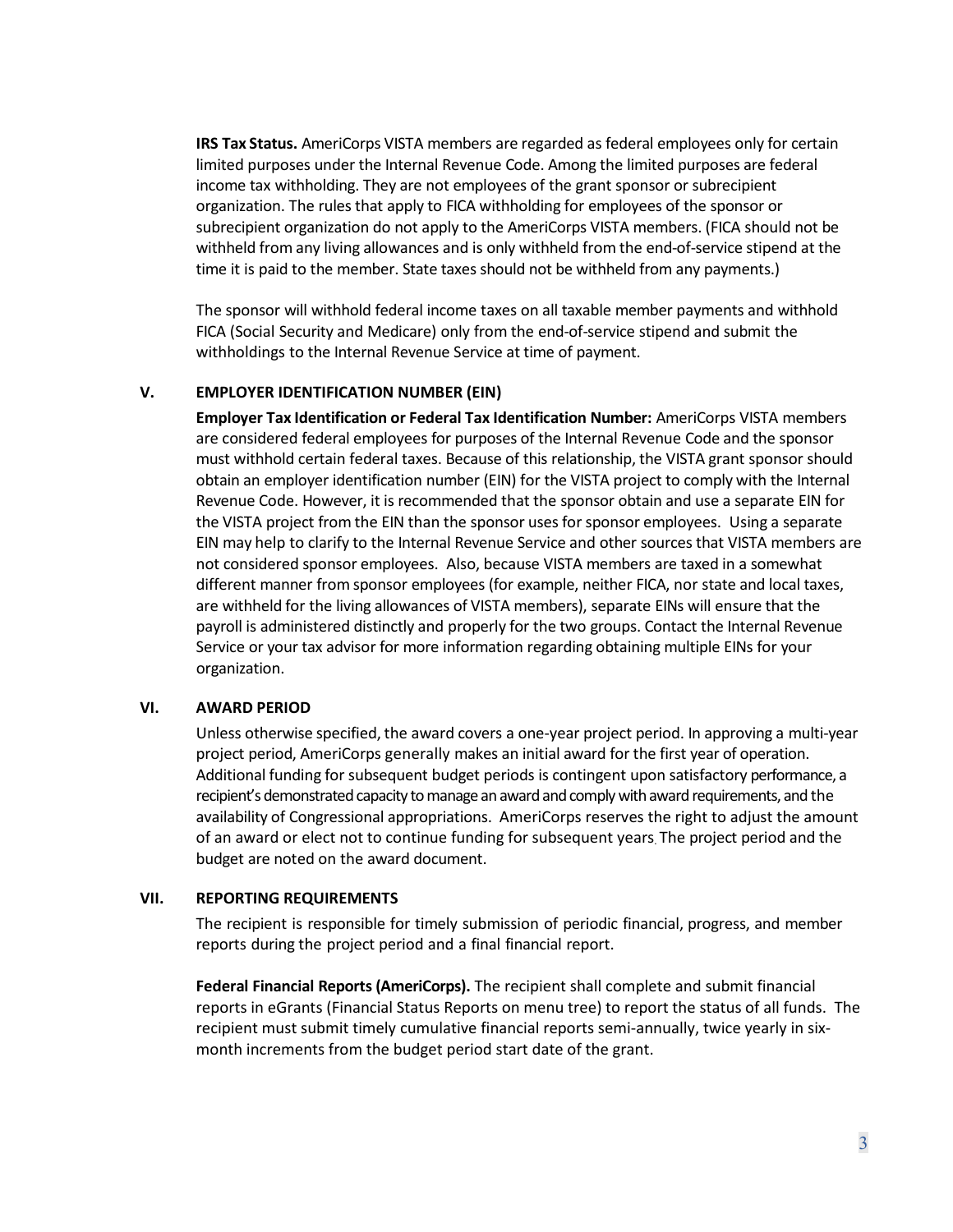**IRS Tax Status.** AmeriCorps VISTA members are regarded as federal employees only for certain limited purposes under the Internal Revenue Code. Among the limited purposes are federal income tax withholding. They are not employees of the grant sponsor or subrecipient organization. The rules that apply to FICA withholding for employees of the sponsor or subrecipient organization do not apply to the AmeriCorps VISTA members. (FICA should not be withheld from any living allowances and is only withheld from the end-of-service stipend at the time it is paid to the member. State taxes should not be withheld from any payments.)

The sponsor will withhold federal income taxes on all taxable member payments and withhold FICA (Social Security and Medicare) only from the end-of-service stipend and submit the withholdings to the Internal Revenue Service at time of payment.

## V. EMPLOYER IDENTIFICATION NUMBER (EIN)

**Employer Tax Identification or Federal Tax Identification Number:** AmeriCorps VISTA members are considered federal employees for purposes of the Internal Revenue Code and the sponsor must withhold certain federal taxes. Because of this relationship, the VISTA grant sponsor should obtain an employer identification number (EIN) for the VISTA project to comply with the Internal Revenue Code. However, it is recommended that the sponsor obtain and use a separate EIN for the VISTA project from the EIN than the sponsor uses for sponsor employees. Using a separate EIN may help to clarify to the Internal Revenue Service and other sources that VISTA members are not considered sponsor employees. Also, because VISTA members are taxed in a somewhat different manner from sponsor employees (for example, neither FICA, nor state and local taxes, are withheld for the living allowances of VISTA members), separate EINs will ensure that the payroll is administered distinctly and properly for the two groups. Contact the Internal Revenue Service or your tax advisor for more information regarding obtaining multiple EINs for your organization.

## VI. AWARD PERIOD

Unless otherwise specified, the award covers a one-year project period. In approving a multi-year project period, AmeriCorps generally makes an initial award for the first year of operation. Additional funding for subsequent budget periods is contingent upon satisfactory performance, a recipient's demonstrated capacity to manage an award and comply with award requirements, and the availability of Congressional appropriations. AmeriCorps reserves the right to adjust the amount of an award or elect not to continue funding for subsequent years. The project period and the budget are noted on the award document.

## VII. REPORTING REQUIREMENTS

The recipient is responsible for timely submission of periodic financial, progress, and member reports during the project period and a final financial report.

**Federal Financial Reports (AmeriCorps).** The recipient shall complete and submit financial reports in eGrants (Financial Status Reports on menu tree) to report the status of all funds. The recipient must submit timely cumulative financial reports semi-annually, twice yearly in six-month increments from the budget period start date of the grant.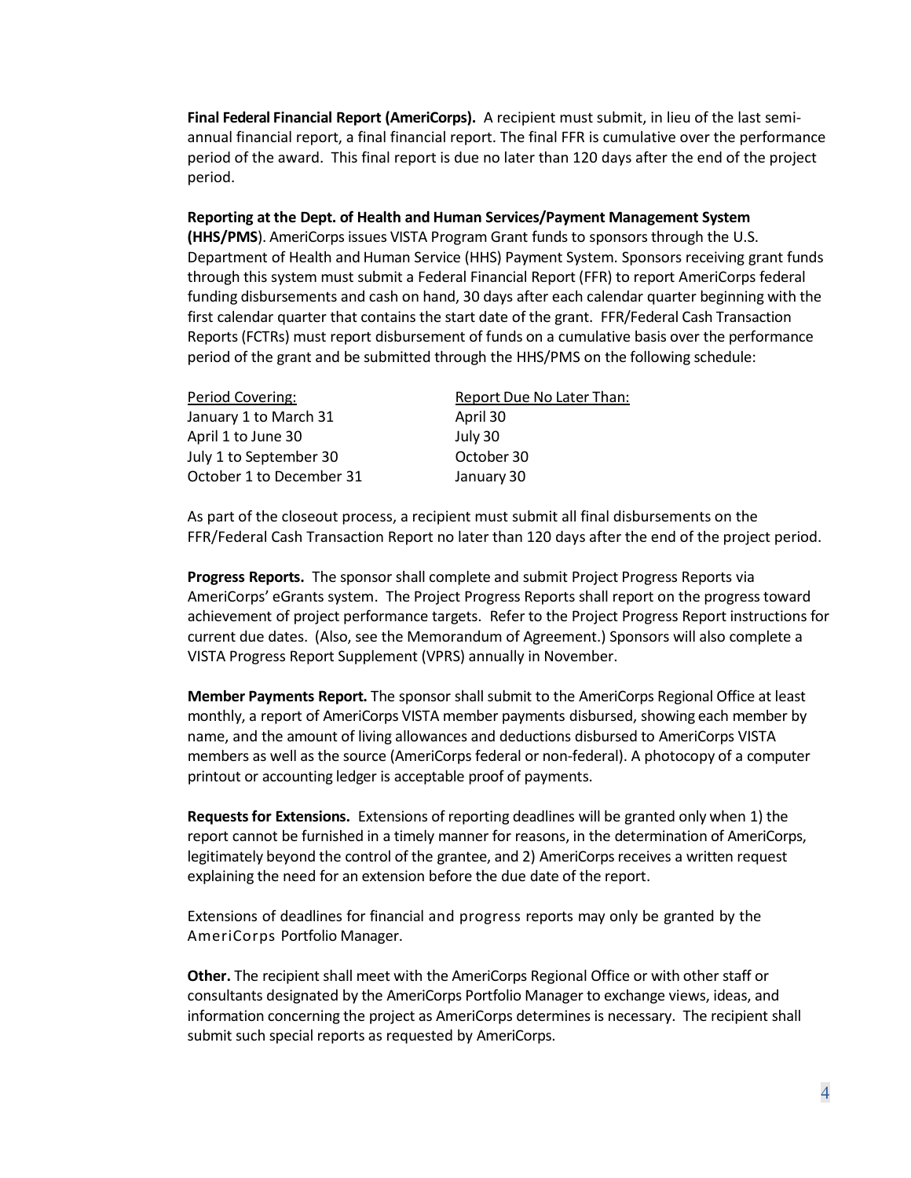**Final Federal Financial Report (AmeriCorps).** A recipient must submit, in lieu of the last semi-annual financial report, a final financial report. The final FFR is cumulative over the performance period of the award. This final report is due no later than 120 days after the end of the project period.

**Reporting at the Dept. of Health and Human Services/Payment Management System (HHS/PMS**). AmeriCorps issues VISTA Program Grant funds to sponsors through the U.S. Department of Health and Human Service (HHS) Payment System. Sponsors receiving grant funds through this system must submit a Federal Financial Report (FFR) to report AmeriCorps federal funding disbursements and cash on hand, 30 days after each calendar quarter beginning with the first calendar quarter that contains the start date of the grant. FFR/Federal Cash Transaction Reports (FCTRs) must report disbursement of funds on a cumulative basis over the performance period of the grant and be submitted through the HHS/PMS on the following schedule:

| Period Covering: | Report Due No Later Than: |
| --- | --- |
| January 1 to March 31 | April 30 |
| April 1 to June 30 | July 30 |
| July 1 to September 30 | October 30 |
| October 1 to December 31 | January 30 |

As part of the closeout process, a recipient must submit all final disbursements on the FFR/Federal Cash Transaction Report no later than 120 days after the end of the project period.

**Progress Reports.** The sponsor shall complete and submit Project Progress Reports via AmeriCorps' eGrants system. The Project Progress Reports shall report on the progress toward achievement of project performance targets. Refer to the Project Progress Report instructions for current due dates. (Also, see the Memorandum of Agreement.) Sponsors will also complete a VISTA Progress Report Supplement (VPRS) annually in November.

**Member Payments Report.** The sponsor shall submit to the AmeriCorps Regional Office at least monthly, a report of AmeriCorps VISTA member payments disbursed, showing each member by name, and the amount of living allowances and deductions disbursed to AmeriCorps VISTA members as well as the source (AmeriCorps federal or non-federal). A photocopy of a computer printout or accounting ledger is acceptable proof of payments.

**Requests for Extensions.** Extensions of reporting deadlines will be granted only when 1) the report cannot be furnished in a timely manner for reasons, in the determination of AmeriCorps, legitimately beyond the control of the grantee, and 2) AmeriCorps receives a written request explaining the need for an extension before the due date of the report.

Extensions of deadlines for financial and progress reports may only be granted by the AmeriCorps Portfolio Manager.

**Other.** The recipient shall meet with the AmeriCorps Regional Office or with other staff or consultants designated by the AmeriCorps Portfolio Manager to exchange views, ideas, and information concerning the project as AmeriCorps determines is necessary. The recipient shall submit such special reports as requested by AmeriCorps.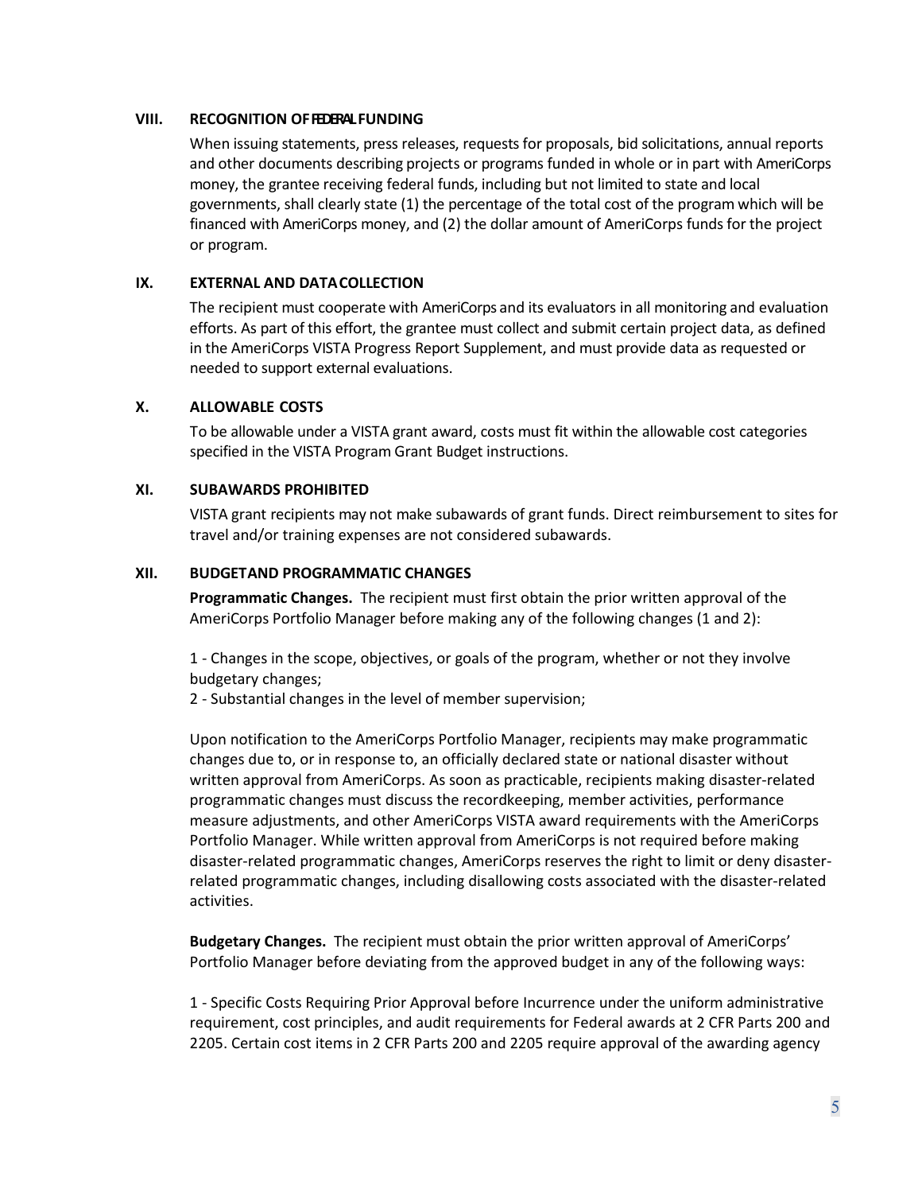## VIII. RECOGNITION OF FEDERAL FUNDING

When issuing statements, press releases, requests for proposals, bid solicitations, annual reports and other documents describing projects or programs funded in whole or in part with AmeriCorps money, the grantee receiving federal funds, including but not limited to state and local governments, shall clearly state (1) the percentage of the total cost of the program which will be financed with AmeriCorps money, and (2) the dollar amount of AmeriCorps funds for the project or program.

## IX. EXTERNAL AND DATA COLLECTION

The recipient must cooperate with AmeriCorps and its evaluators in all monitoring and evaluation efforts. As part of this effort, the grantee must collect and submit certain project data, as defined in the AmeriCorps VISTA Progress Report Supplement, and must provide data as requested or needed to support external evaluations.

## X. ALLOWABLE COSTS

To be allowable under a VISTA grant award, costs must fit within the allowable cost categories specified in the VISTA Program Grant Budget instructions.

## XI. SUBAWARDS PROHIBITED

VISTA grant recipients may not make subawards of grant funds. Direct reimbursement to sites for travel and/or training expenses are not considered subawards.

## XII. BUDGET AND PROGRAMMATIC CHANGES

**Programmatic Changes.** The recipient must first obtain the prior written approval of the AmeriCorps Portfolio Manager before making any of the following changes (1 and 2):

1 - Changes in the scope, objectives, or goals of the program, whether or not they involve budgetary changes;
2 - Substantial changes in the level of member supervision;

Upon notification to the AmeriCorps Portfolio Manager, recipients may make programmatic changes due to, or in response to, an officially declared state or national disaster without written approval from AmeriCorps. As soon as practicable, recipients making disaster-related programmatic changes must discuss the recordkeeping, member activities, performance measure adjustments, and other AmeriCorps VISTA award requirements with the AmeriCorps Portfolio Manager. While written approval from AmeriCorps is not required before making disaster-related programmatic changes, AmeriCorps reserves the right to limit or deny disaster-related programmatic changes, including disallowing costs associated with the disaster-related activities.

**Budgetary Changes.** The recipient must obtain the prior written approval of AmeriCorps' Portfolio Manager before deviating from the approved budget in any of the following ways:

1 - Specific Costs Requiring Prior Approval before Incurrence under the uniform administrative requirement, cost principles, and audit requirements for Federal awards at 2 CFR Parts 200 and 2205. Certain cost items in 2 CFR Parts 200 and 2205 require approval of the awarding agency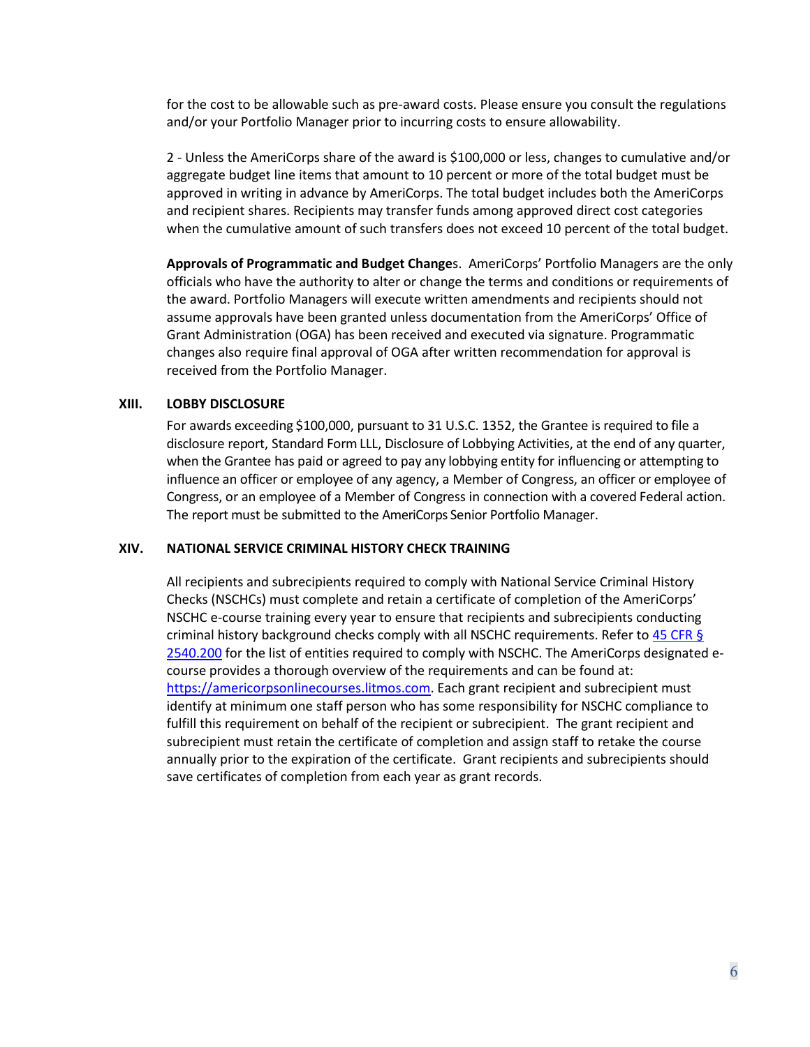for the cost to be allowable such as pre-award costs. Please ensure you consult the regulations and/or your Portfolio Manager prior to incurring costs to ensure allowability.

2 - Unless the AmeriCorps share of the award is $100,000 or less, changes to cumulative and/or aggregate budget line items that amount to 10 percent or more of the total budget must be approved in writing in advance by AmeriCorps. The total budget includes both the AmeriCorps and recipient shares. Recipients may transfer funds among approved direct cost categories when the cumulative amount of such transfers does not exceed 10 percent of the total budget.

**Approvals of Programmatic and Budget Change**s. AmeriCorps' Portfolio Managers are the only officials who have the authority to alter or change the terms and conditions or requirements of the award. Portfolio Managers will execute written amendments and recipients should not assume approvals have been granted unless documentation from the AmeriCorps' Office of Grant Administration (OGA) has been received and executed via signature. Programmatic changes also require final approval of OGA after written recommendation for approval is received from the Portfolio Manager.

## XIII. LOBBY DISCLOSURE

For awards exceeding $100,000, pursuant to 31 U.S.C. 1352, the Grantee is required to file a disclosure report, Standard Form LLL, Disclosure of Lobbying Activities, at the end of any quarter, when the Grantee has paid or agreed to pay any lobbying entity for influencing or attempting to influence an officer or employee of any agency, a Member of Congress, an officer or employee of Congress, or an employee of a Member of Congress in connection with a covered Federal action. The report must be submitted to the AmeriCorps Senior Portfolio Manager.

## XIV. NATIONAL SERVICE CRIMINAL HISTORY CHECK TRAINING

All recipients and subrecipients required to comply with National Service Criminal History Checks (NSCHCs) must complete and retain a certificate of completion of the AmeriCorps' NSCHC e-course training every year to ensure that recipients and subrecipients conducting criminal history background checks comply with all NSCHC requirements. Refer to 45 CFR § 2540.200 for the list of entities required to comply with NSCHC. The AmeriCorps designated e-course provides a thorough overview of the requirements and can be found at: https://americorpsonlinecourses.litmos.com. Each grant recipient and subrecipient must identify at minimum one staff person who has some responsibility for NSCHC compliance to fulfill this requirement on behalf of the recipient or subrecipient. The grant recipient and subrecipient must retain the certificate of completion and assign staff to retake the course annually prior to the expiration of the certificate. Grant recipients and subrecipients should save certificates of completion from each year as grant records.